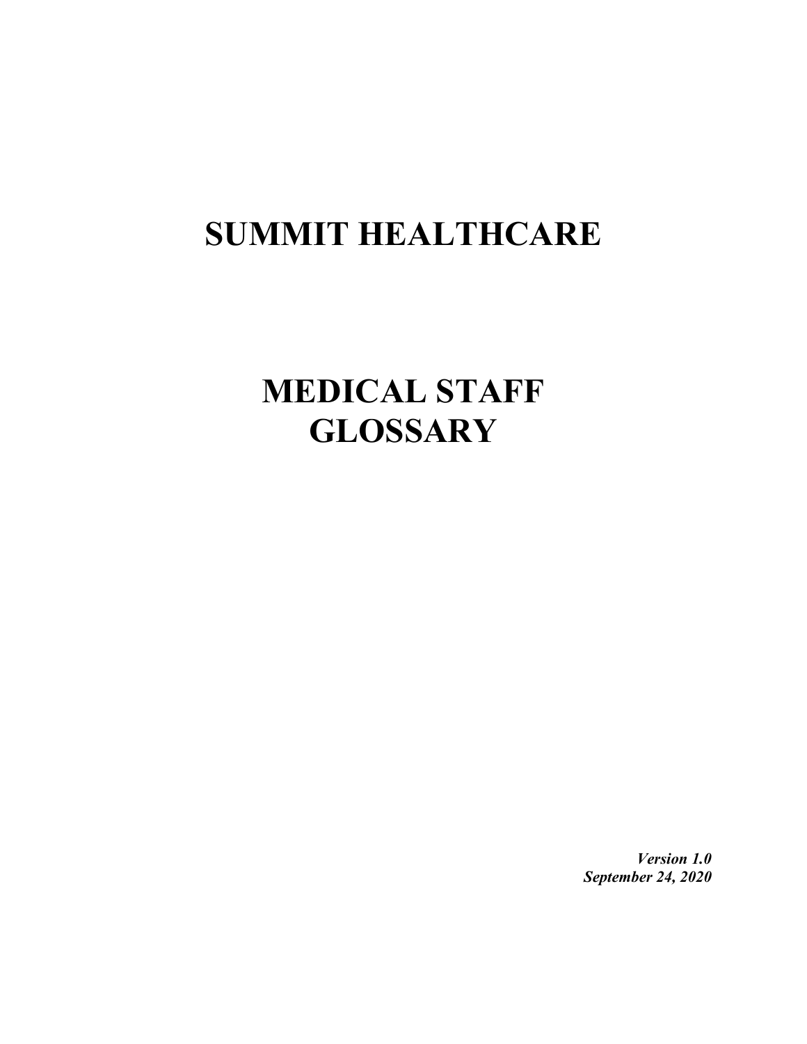# SUMMIT HEALTHCARE

# MEDICAL STAFF GLOSSARY

***Version 1.0***
***September 24, 2020***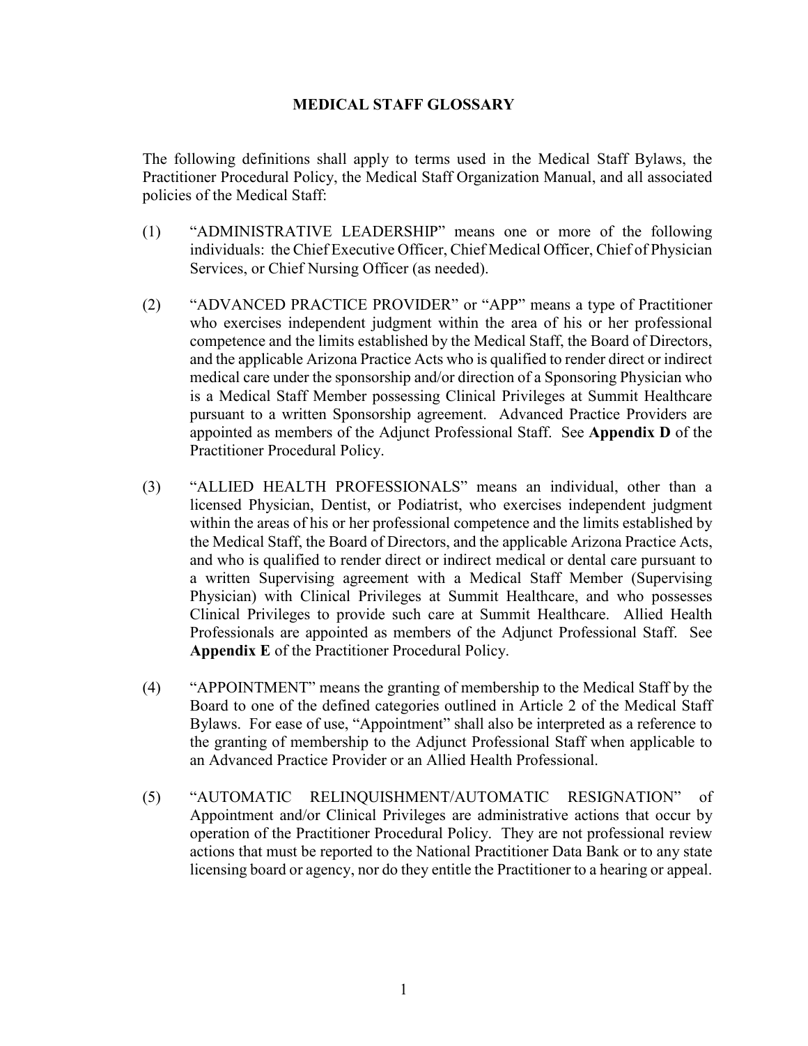# MEDICAL STAFF GLOSSARY

The following definitions shall apply to terms used in the Medical Staff Bylaws, the Practitioner Procedural Policy, the Medical Staff Organization Manual, and all associated policies of the Medical Staff:

(1) "ADMINISTRATIVE LEADERSHIP" means one or more of the following individuals: the Chief Executive Officer, Chief Medical Officer, Chief of Physician Services, or Chief Nursing Officer (as needed).

(2) "ADVANCED PRACTICE PROVIDER" or "APP" means a type of Practitioner who exercises independent judgment within the area of his or her professional competence and the limits established by the Medical Staff, the Board of Directors, and the applicable Arizona Practice Acts who is qualified to render direct or indirect medical care under the sponsorship and/or direction of a Sponsoring Physician who is a Medical Staff Member possessing Clinical Privileges at Summit Healthcare pursuant to a written Sponsorship agreement. Advanced Practice Providers are appointed as members of the Adjunct Professional Staff. See **Appendix D** of the Practitioner Procedural Policy.

(3) "ALLIED HEALTH PROFESSIONALS" means an individual, other than a licensed Physician, Dentist, or Podiatrist, who exercises independent judgment within the areas of his or her professional competence and the limits established by the Medical Staff, the Board of Directors, and the applicable Arizona Practice Acts, and who is qualified to render direct or indirect medical or dental care pursuant to a written Supervising agreement with a Medical Staff Member (Supervising Physician) with Clinical Privileges at Summit Healthcare, and who possesses Clinical Privileges to provide such care at Summit Healthcare. Allied Health Professionals are appointed as members of the Adjunct Professional Staff. See **Appendix E** of the Practitioner Procedural Policy.

(4) "APPOINTMENT" means the granting of membership to the Medical Staff by the Board to one of the defined categories outlined in Article 2 of the Medical Staff Bylaws. For ease of use, "Appointment" shall also be interpreted as a reference to the granting of membership to the Adjunct Professional Staff when applicable to an Advanced Practice Provider or an Allied Health Professional.

(5) "AUTOMATIC RELINQUISHMENT/AUTOMATIC RESIGNATION" of Appointment and/or Clinical Privileges are administrative actions that occur by operation of the Practitioner Procedural Policy. They are not professional review actions that must be reported to the National Practitioner Data Bank or to any state licensing board or agency, nor do they entitle the Practitioner to a hearing or appeal.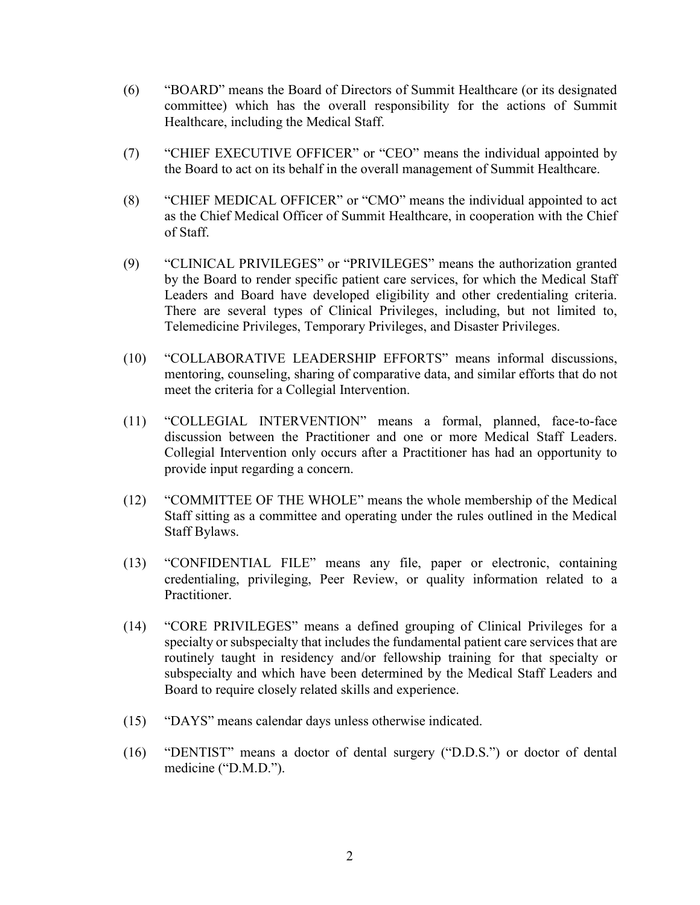(6) "BOARD" means the Board of Directors of Summit Healthcare (or its designated committee) which has the overall responsibility for the actions of Summit Healthcare, including the Medical Staff.

(7) "CHIEF EXECUTIVE OFFICER" or "CEO" means the individual appointed by the Board to act on its behalf in the overall management of Summit Healthcare.

(8) "CHIEF MEDICAL OFFICER" or "CMO" means the individual appointed to act as the Chief Medical Officer of Summit Healthcare, in cooperation with the Chief of Staff.

(9) "CLINICAL PRIVILEGES" or "PRIVILEGES" means the authorization granted by the Board to render specific patient care services, for which the Medical Staff Leaders and Board have developed eligibility and other credentialing criteria. There are several types of Clinical Privileges, including, but not limited to, Telemedicine Privileges, Temporary Privileges, and Disaster Privileges.

(10) "COLLABORATIVE LEADERSHIP EFFORTS" means informal discussions, mentoring, counseling, sharing of comparative data, and similar efforts that do not meet the criteria for a Collegial Intervention.

(11) "COLLEGIAL INTERVENTION" means a formal, planned, face-to-face discussion between the Practitioner and one or more Medical Staff Leaders. Collegial Intervention only occurs after a Practitioner has had an opportunity to provide input regarding a concern.

(12) "COMMITTEE OF THE WHOLE" means the whole membership of the Medical Staff sitting as a committee and operating under the rules outlined in the Medical Staff Bylaws.

(13) "CONFIDENTIAL FILE" means any file, paper or electronic, containing credentialing, privileging, Peer Review, or quality information related to a Practitioner.

(14) "CORE PRIVILEGES" means a defined grouping of Clinical Privileges for a specialty or subspecialty that includes the fundamental patient care services that are routinely taught in residency and/or fellowship training for that specialty or subspecialty and which have been determined by the Medical Staff Leaders and Board to require closely related skills and experience.

(15) "DAYS" means calendar days unless otherwise indicated.

(16) "DENTIST" means a doctor of dental surgery ("D.D.S.") or doctor of dental medicine ("D.M.D.").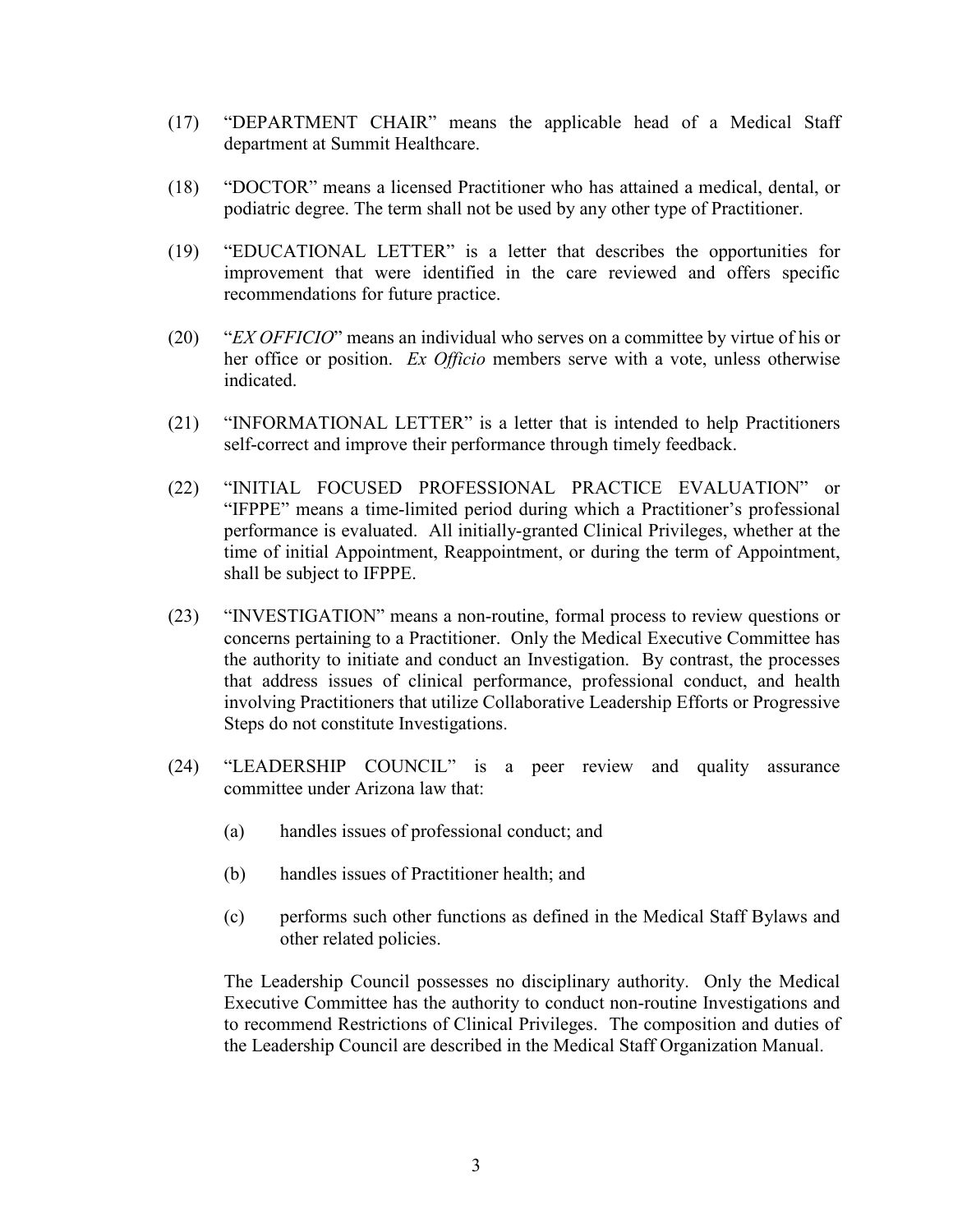(17) "DEPARTMENT CHAIR" means the applicable head of a Medical Staff department at Summit Healthcare.

(18) "DOCTOR" means a licensed Practitioner who has attained a medical, dental, or podiatric degree. The term shall not be used by any other type of Practitioner.

(19) "EDUCATIONAL LETTER" is a letter that describes the opportunities for improvement that were identified in the care reviewed and offers specific recommendations for future practice.

(20) "*EX OFFICIO*" means an individual who serves on a committee by virtue of his or her office or position. *Ex Officio* members serve with a vote, unless otherwise indicated.

(21) "INFORMATIONAL LETTER" is a letter that is intended to help Practitioners self-correct and improve their performance through timely feedback.

(22) "INITIAL FOCUSED PROFESSIONAL PRACTICE EVALUATION" or "IFPPE" means a time-limited period during which a Practitioner's professional performance is evaluated. All initially-granted Clinical Privileges, whether at the time of initial Appointment, Reappointment, or during the term of Appointment, shall be subject to IFPPE.

(23) "INVESTIGATION" means a non-routine, formal process to review questions or concerns pertaining to a Practitioner. Only the Medical Executive Committee has the authority to initiate and conduct an Investigation. By contrast, the processes that address issues of clinical performance, professional conduct, and health involving Practitioners that utilize Collaborative Leadership Efforts or Progressive Steps do not constitute Investigations.

(24) "LEADERSHIP COUNCIL" is a peer review and quality assurance committee under Arizona law that:

(a) handles issues of professional conduct; and

(b) handles issues of Practitioner health; and

(c) performs such other functions as defined in the Medical Staff Bylaws and other related policies.

The Leadership Council possesses no disciplinary authority. Only the Medical Executive Committee has the authority to conduct non-routine Investigations and to recommend Restrictions of Clinical Privileges. The composition and duties of the Leadership Council are described in the Medical Staff Organization Manual.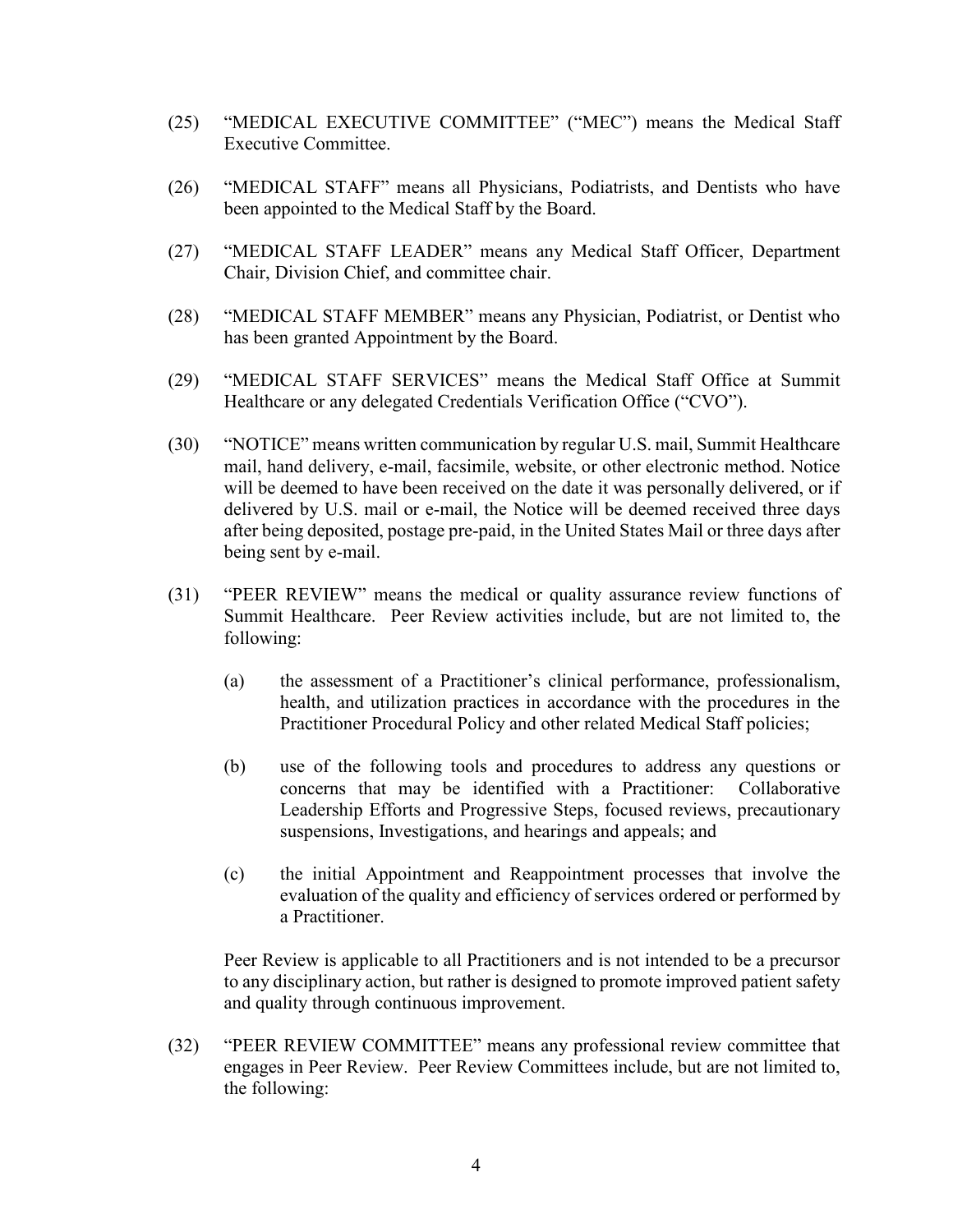(25) "MEDICAL EXECUTIVE COMMITTEE" ("MEC") means the Medical Staff Executive Committee.

(26) "MEDICAL STAFF" means all Physicians, Podiatrists, and Dentists who have been appointed to the Medical Staff by the Board.

(27) "MEDICAL STAFF LEADER" means any Medical Staff Officer, Department Chair, Division Chief, and committee chair.

(28) "MEDICAL STAFF MEMBER" means any Physician, Podiatrist, or Dentist who has been granted Appointment by the Board.

(29) "MEDICAL STAFF SERVICES" means the Medical Staff Office at Summit Healthcare or any delegated Credentials Verification Office ("CVO").

(30) "NOTICE" means written communication by regular U.S. mail, Summit Healthcare mail, hand delivery, e-mail, facsimile, website, or other electronic method. Notice will be deemed to have been received on the date it was personally delivered, or if delivered by U.S. mail or e-mail, the Notice will be deemed received three days after being deposited, postage pre-paid, in the United States Mail or three days after being sent by e-mail.

(31) "PEER REVIEW" means the medical or quality assurance review functions of Summit Healthcare. Peer Review activities include, but are not limited to, the following:

(a) the assessment of a Practitioner's clinical performance, professionalism, health, and utilization practices in accordance with the procedures in the Practitioner Procedural Policy and other related Medical Staff policies;

(b) use of the following tools and procedures to address any questions or concerns that may be identified with a Practitioner: Collaborative Leadership Efforts and Progressive Steps, focused reviews, precautionary suspensions, Investigations, and hearings and appeals; and

(c) the initial Appointment and Reappointment processes that involve the evaluation of the quality and efficiency of services ordered or performed by a Practitioner.

Peer Review is applicable to all Practitioners and is not intended to be a precursor to any disciplinary action, but rather is designed to promote improved patient safety and quality through continuous improvement.

(32) "PEER REVIEW COMMITTEE" means any professional review committee that engages in Peer Review. Peer Review Committees include, but are not limited to, the following: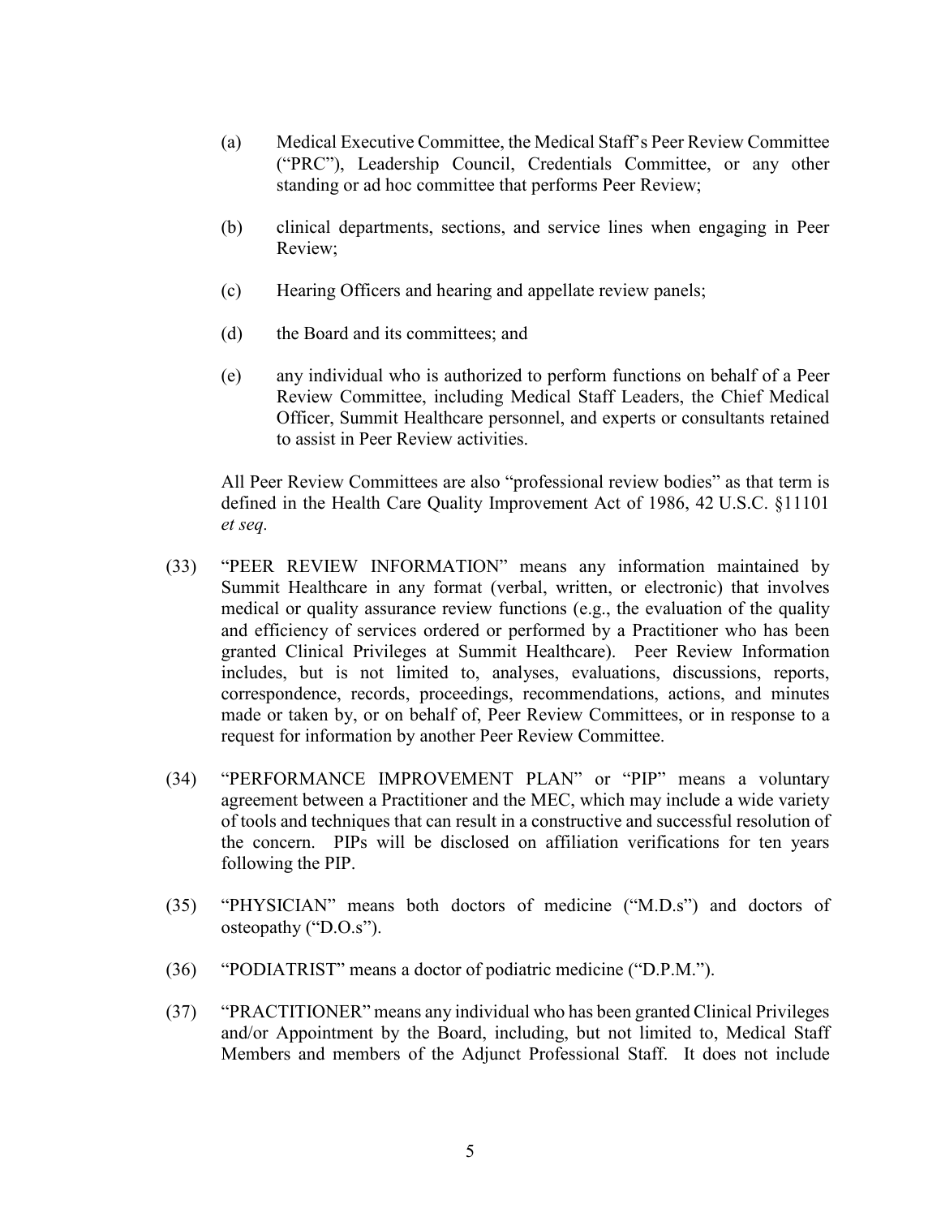(a) Medical Executive Committee, the Medical Staff's Peer Review Committee ("PRC"), Leadership Council, Credentials Committee, or any other standing or ad hoc committee that performs Peer Review;

(b) clinical departments, sections, and service lines when engaging in Peer Review;

(c) Hearing Officers and hearing and appellate review panels;

(d) the Board and its committees; and

(e) any individual who is authorized to perform functions on behalf of a Peer Review Committee, including Medical Staff Leaders, the Chief Medical Officer, Summit Healthcare personnel, and experts or consultants retained to assist in Peer Review activities.

All Peer Review Committees are also "professional review bodies" as that term is defined in the Health Care Quality Improvement Act of 1986, 42 U.S.C. §11101 *et seq*.

(33) "PEER REVIEW INFORMATION" means any information maintained by Summit Healthcare in any format (verbal, written, or electronic) that involves medical or quality assurance review functions (e.g., the evaluation of the quality and efficiency of services ordered or performed by a Practitioner who has been granted Clinical Privileges at Summit Healthcare). Peer Review Information includes, but is not limited to, analyses, evaluations, discussions, reports, correspondence, records, proceedings, recommendations, actions, and minutes made or taken by, or on behalf of, Peer Review Committees, or in response to a request for information by another Peer Review Committee.

(34) "PERFORMANCE IMPROVEMENT PLAN" or "PIP" means a voluntary agreement between a Practitioner and the MEC, which may include a wide variety of tools and techniques that can result in a constructive and successful resolution of the concern. PIPs will be disclosed on affiliation verifications for ten years following the PIP.

(35) "PHYSICIAN" means both doctors of medicine ("M.D.s") and doctors of osteopathy ("D.O.s").

(36) "PODIATRIST" means a doctor of podiatric medicine ("D.P.M.").

(37) "PRACTITIONER" means any individual who has been granted Clinical Privileges and/or Appointment by the Board, including, but not limited to, Medical Staff Members and members of the Adjunct Professional Staff. It does not include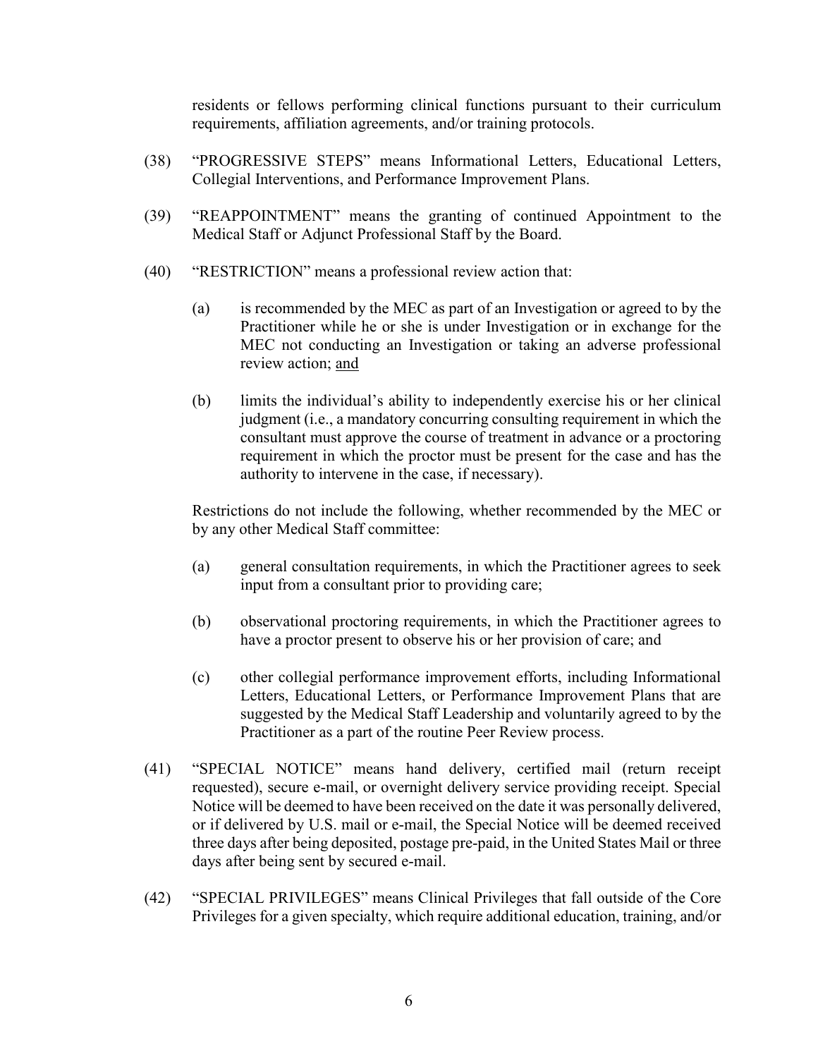residents or fellows performing clinical functions pursuant to their curriculum requirements, affiliation agreements, and/or training protocols.

(38) "PROGRESSIVE STEPS" means Informational Letters, Educational Letters, Collegial Interventions, and Performance Improvement Plans.

(39) "REAPPOINTMENT" means the granting of continued Appointment to the Medical Staff or Adjunct Professional Staff by the Board.

(40) "RESTRICTION" means a professional review action that:

(a) is recommended by the MEC as part of an Investigation or agreed to by the Practitioner while he or she is under Investigation or in exchange for the MEC not conducting an Investigation or taking an adverse professional review action; <u>and</u>

(b) limits the individual's ability to independently exercise his or her clinical judgment (i.e., a mandatory concurring consulting requirement in which the consultant must approve the course of treatment in advance or a proctoring requirement in which the proctor must be present for the case and has the authority to intervene in the case, if necessary).

Restrictions do not include the following, whether recommended by the MEC or by any other Medical Staff committee:

(a) general consultation requirements, in which the Practitioner agrees to seek input from a consultant prior to providing care;

(b) observational proctoring requirements, in which the Practitioner agrees to have a proctor present to observe his or her provision of care; and

(c) other collegial performance improvement efforts, including Informational Letters, Educational Letters, or Performance Improvement Plans that are suggested by the Medical Staff Leadership and voluntarily agreed to by the Practitioner as a part of the routine Peer Review process.

(41) "SPECIAL NOTICE" means hand delivery, certified mail (return receipt requested), secure e-mail, or overnight delivery service providing receipt. Special Notice will be deemed to have been received on the date it was personally delivered, or if delivered by U.S. mail or e-mail, the Special Notice will be deemed received three days after being deposited, postage pre-paid, in the United States Mail or three days after being sent by secured e-mail.

(42) "SPECIAL PRIVILEGES" means Clinical Privileges that fall outside of the Core Privileges for a given specialty, which require additional education, training, and/or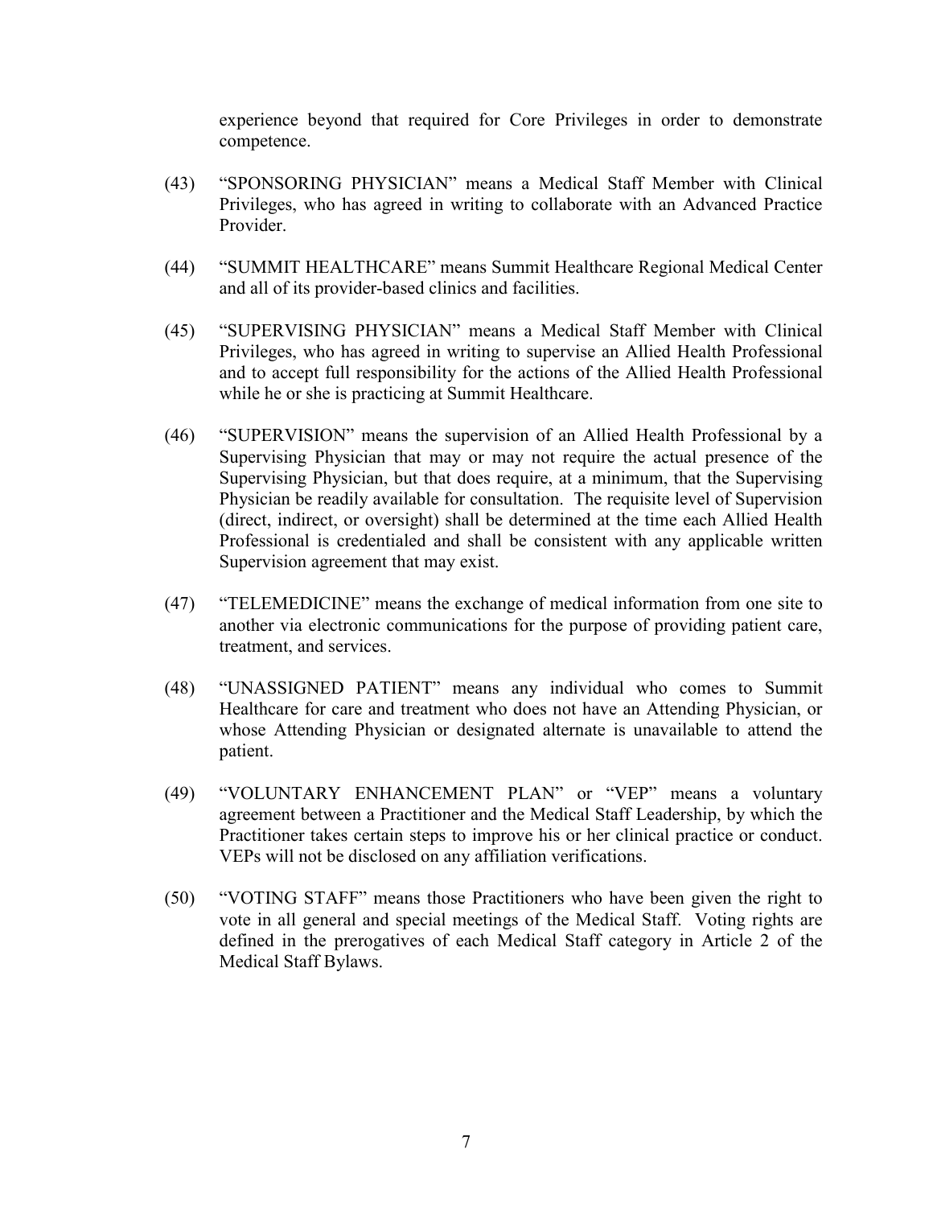experience beyond that required for Core Privileges in order to demonstrate competence.

(43) "SPONSORING PHYSICIAN" means a Medical Staff Member with Clinical Privileges, who has agreed in writing to collaborate with an Advanced Practice Provider.

(44) "SUMMIT HEALTHCARE" means Summit Healthcare Regional Medical Center and all of its provider-based clinics and facilities.

(45) "SUPERVISING PHYSICIAN" means a Medical Staff Member with Clinical Privileges, who has agreed in writing to supervise an Allied Health Professional and to accept full responsibility for the actions of the Allied Health Professional while he or she is practicing at Summit Healthcare.

(46) "SUPERVISION" means the supervision of an Allied Health Professional by a Supervising Physician that may or may not require the actual presence of the Supervising Physician, but that does require, at a minimum, that the Supervising Physician be readily available for consultation. The requisite level of Supervision (direct, indirect, or oversight) shall be determined at the time each Allied Health Professional is credentialed and shall be consistent with any applicable written Supervision agreement that may exist.

(47) "TELEMEDICINE" means the exchange of medical information from one site to another via electronic communications for the purpose of providing patient care, treatment, and services.

(48) "UNASSIGNED PATIENT" means any individual who comes to Summit Healthcare for care and treatment who does not have an Attending Physician, or whose Attending Physician or designated alternate is unavailable to attend the patient.

(49) "VOLUNTARY ENHANCEMENT PLAN" or "VEP" means a voluntary agreement between a Practitioner and the Medical Staff Leadership, by which the Practitioner takes certain steps to improve his or her clinical practice or conduct. VEPs will not be disclosed on any affiliation verifications.

(50) "VOTING STAFF" means those Practitioners who have been given the right to vote in all general and special meetings of the Medical Staff. Voting rights are defined in the prerogatives of each Medical Staff category in Article 2 of the Medical Staff Bylaws.